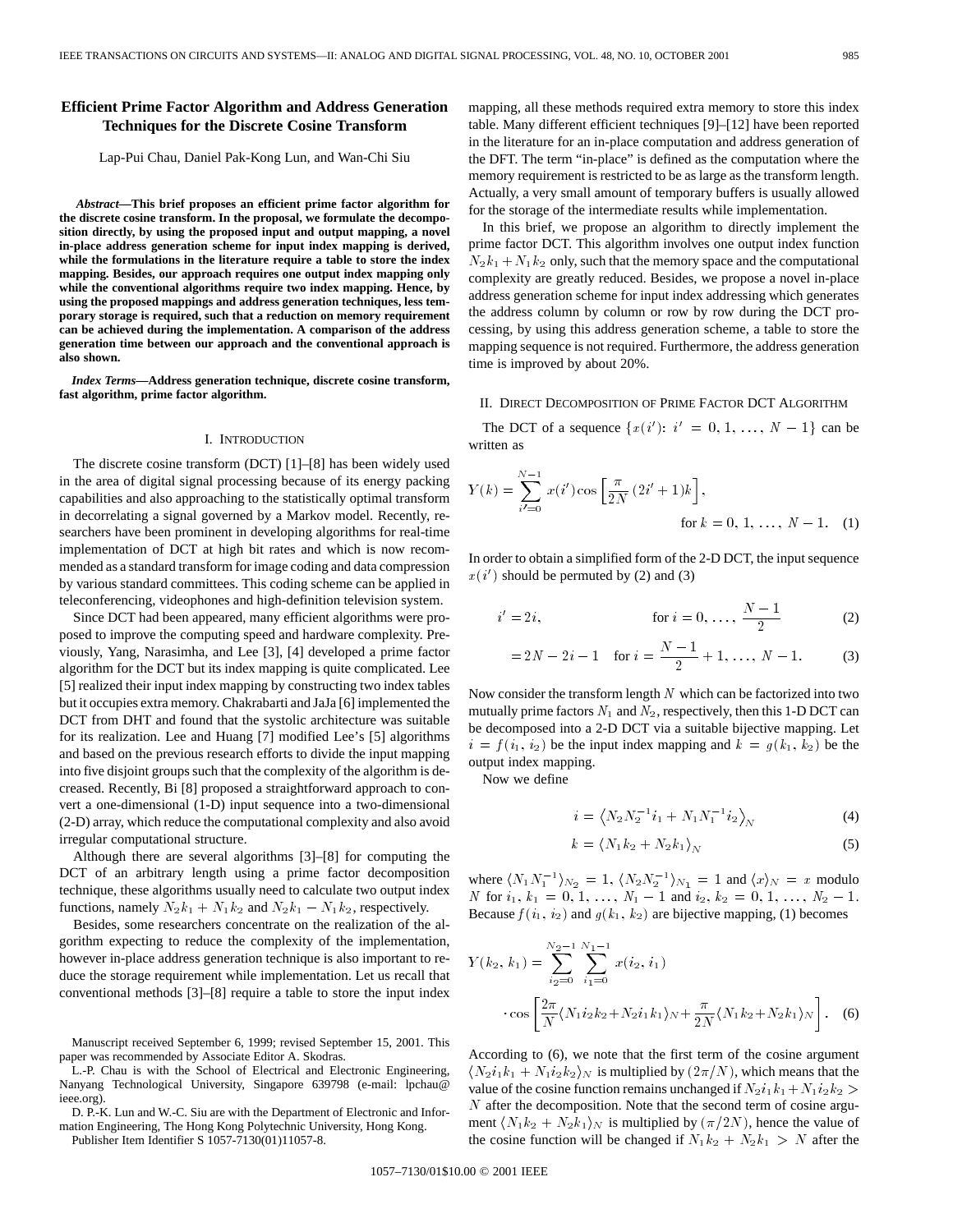# Efficient Prime Factor Algorithm and Address Generation Techniques for the Discrete Cosine Transform

Lap-Pui Chau, Daniel Pak-Kong Lun, and Wan-Chi Siu

***Abstract*—This brief proposes an efficient prime factor algorithm for the discrete cosine transform. In the proposal, we formulate the decomposition directly, by using the proposed input and output mapping, a novel in-place address generation scheme for input index mapping is derived, while the formulations in the literature require a table to store the index mapping. Besides, our approach requires one output index mapping only while the conventional algorithms require two index mapping. Hence, by using the proposed mappings and address generation techniques, less temporary storage is required, such that a reduction on memory requirement can be achieved during the implementation. A comparison of the address generation time between our approach and the conventional approach is also shown.**

***Index Terms*—Address generation technique, discrete cosine transform, fast algorithm, prime factor algorithm.**

## I. Introduction

The discrete cosine transform (DCT) [1]–[8] has been widely used in the area of digital signal processing because of its energy packing capabilities and also approaching to the statistically optimal transform in decorrelating a signal governed by a Markov model. Recently, researchers have been prominent in developing algorithms for real-time implementation of DCT at high bit rates and which is now recommended as a standard transform for image coding and data compression by various standard committees. This coding scheme can be applied in teleconferencing, videophones and high-definition television system.

Since DCT had been appeared, many efficient algorithms were proposed to improve the computing speed and hardware complexity. Previously, Yang, Narasimha, and Lee [3], [4] developed a prime factor algorithm for the DCT but its index mapping is quite complicated. Lee [5] realized their input index mapping by constructing two index tables but it occupies extra memory. Chakrabarti and JaJa [6] implemented the DCT from DHT and found that the systolic architecture was suitable for its realization. Lee and Huang [7] modified Lee's [5] algorithms and based on the previous research efforts to divide the input mapping into five disjoint groups such that the complexity of the algorithm is decreased. Recently, Bi [8] proposed a straightforward approach to convert a one-dimensional (1-D) input sequence into a two-dimensional (2-D) array, which reduce the computational complexity and also avoid irregular computational structure.

Although there are several algorithms [3]–[8] for computing the DCT of an arbitrary length using a prime factor decomposition technique, these algorithms usually need to calculate two output index functions, namely $N_2k_1 + N_1k_2$ and $N_2k_1 - N_1k_2$, respectively.

Besides, some researchers concentrate on the realization of the algorithm expecting to reduce the complexity of the implementation, however in-place address generation technique is also important to reduce the storage requirement while implementation. Let us recall that conventional methods [3]–[8] require a table to store the input index mapping, all these methods required extra memory to store this index table. Many different efficient techniques [9]–[12] have been reported in the literature for an in-place computation and address generation of the DFT. The term "in-place" is defined as the computation where the memory requirement is restricted to be as large as the transform length. Actually, a very small amount of temporary buffers is usually allowed for the storage of the intermediate results while implementation.

In this brief, we propose an algorithm to directly implement the prime factor DCT. This algorithm involves one output index function $N_2k_1 + N_1k_2$ only, such that the memory space and the computational complexity are greatly reduced. Besides, we propose a novel in-place address generation scheme for input index addressing which generates the address column by column or row by row during the DCT processing, by using this address generation scheme, a table to store the mapping sequence is not required. Furthermore, the address generation time is improved by about 20%.

Manuscript received September 6, 1999; revised September 15, 2001. This paper was recommended by Associate Editor A. Skodras.

L.-P. Chau is with the School of Electrical and Electronic Engineering, Nanyang Technological University, Singapore 639798 (e-mail: lpchau@ieee.org).

D. P.-K. Lun and W.-C. Siu are with the Department of Electronic and Information Engineering, The Hong Kong Polytechnic University, Hong Kong.

Publisher Item Identifier S 1057-7130(01)11057-8.

## II. Direct Decomposition of Prime Factor DCT Algorithm

The DCT of a sequence $\{x(i'): i' = 0, 1, \ldots, N-1\}$ can be written as

$$Y(k) = \sum_{i'=0}^{N-1} x(i') \cos\left[\frac{\pi}{2N}(2i'+1)k\right], \quad \text{for } k = 0, 1, \ldots, N-1. \quad (1)$$

In order to obtain a simplified form of the 2-D DCT, the input sequence $x(i')$ should be permuted by (2) and (3)

$$i' = 2i, \qquad \text{for } i = 0, \ldots, \frac{N-1}{2} \quad (2)$$

$$= 2N - 2i - 1 \quad \text{for } i = \frac{N-1}{2} + 1, \ldots, N-1. \quad (3)$$

Now consider the transform length $N$ which can be factorized into two mutually prime factors $N_1$ and $N_2$, respectively, then this 1-D DCT can be decomposed into a 2-D DCT via a suitable bijective mapping. Let $i = f(i_1, i_2)$ be the input index mapping and $k = g(k_1, k_2)$ be the output index mapping.

Now we define

$$i = \left\langle N_2 N_2^{-1} i_1 + N_1 N_1^{-1} i_2 \right\rangle_N \quad (4)$$

$$k = \langle N_1 k_2 + N_2 k_1 \rangle_N \quad (5)$$

where $\langle N_1 N_1^{-1} \rangle_{N_2} = 1$, $\langle N_2 N_2^{-1} \rangle_{N_1} = 1$ and $\langle x \rangle_N = x$ modulo $N$ for $i_1, k_1 = 0, 1, \ldots, N_1 - 1$ and $i_2, k_2 = 0, 1, \ldots, N_2 - 1$. Because $f(i_1, i_2)$ and $g(k_1, k_2)$ are bijective mapping, (1) becomes

$$Y(k_2, k_1) = \sum_{i_2=0}^{N_2-1} \sum_{i_1=0}^{N_1-1} x(i_2, i_1) \cdot \cos\left[\frac{2\pi}{N}\langle N_1 i_2 k_2 + N_2 i_1 k_1 \rangle_N + \frac{\pi}{2N}\langle N_1 k_2 + N_2 k_1 \rangle_N\right]. \quad (6)$$

According to (6), we note that the first term of the cosine argument $\langle N_2 i_1 k_1 + N_1 i_2 k_2 \rangle_N$ is multiplied by $(2\pi/N)$, which means that the value of the cosine function remains unchanged if $N_2 i_1 k_1 + N_1 i_2 k_2 > N$ after the decomposition. Note that the second term of cosine argument $\langle N_1 k_2 + N_2 k_1 \rangle_N$ is multiplied by $(\pi/2N)$, hence the value of the cosine function will be changed if $N_1 k_2 + N_2 k_1 > N$ after the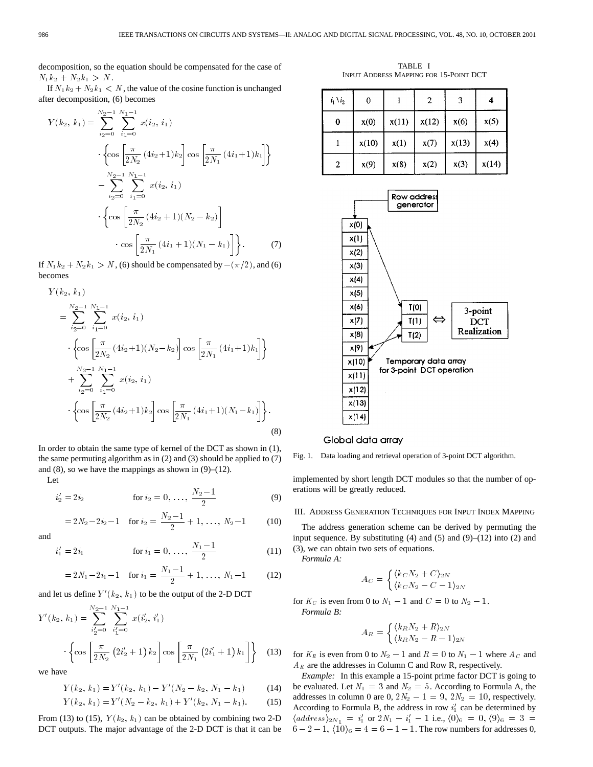decomposition, so the equation should be compensated for the case of $N_1 k_2 + N_2 k_1 > N$.

If $N_1 k_2 + N_2 k_1 < N$, the value of the cosine function is unchanged after decomposition, (6) becomes

$$
\begin{aligned}
Y(k_2, k_1) = & \sum_{i_2=0}^{N_2-1} \sum_{i_1=0}^{N_1-1} x(i_2, i_1) \\
& \cdot \left\{ \cos\left[\frac{\pi}{2N_2}(4i_2+1)k_2\right] \cos\left[\frac{\pi}{2N_1}(4i_1+1)k_1\right] \right\} \\
& - \sum_{i_2=0}^{N_2-1} \sum_{i_1=0}^{N_1-1} x(i_2, i_1) \\
& \cdot \left\{ \cos\left[\frac{\pi}{2N_2}(4i_2+1)(N_2-k_2)\right] \right. \\
& \left. \cdot \cos\left[\frac{\pi}{2N_1}(4i_1+1)(N_1-k_1)\right] \right\}. \quad (7)
\end{aligned}
$$

If $N_1 k_2 + N_2 k_1 > N$, (6) should be compensated by $-(\pi/2)$, and (6) becomes

$$
\begin{aligned}
Y(k_2, k_1) = & \sum_{i_2=0}^{N_2-1} \sum_{i_1=0}^{N_1-1} x(i_2, i_1) \\
& \cdot \left\{ \cos\left[\frac{\pi}{2N_2}(4i_2+1)(N_2-k_2)\right] \cos\left[\frac{\pi}{2N_1}(4i_1+1)k_1\right] \right\} \\
& + \sum_{i_2=0}^{N_2-1} \sum_{i_1=0}^{N_1-1} x(i_2, i_1) \\
& \cdot \left\{ \cos\left[\frac{\pi}{2N_2}(4i_2+1)k_2\right] \cos\left[\frac{\pi}{2N_1}(4i_1+1)(N_1-k_1)\right] \right\}. \quad (8)
\end{aligned}
$$

In order to obtain the same type of kernel of the DCT as shown in (1), the same permuting algorithm as in (2) and (3) should be applied to (7) and (8), so we have the mappings as shown in (9)–(12).

Let

$$
\begin{aligned}
i_2' &= 2i_2 & \text{for } i_2 = 0, \ldots, \frac{N_2-1}{2} \quad (9) \\
&= 2N_2 - 2i_2 - 1 & \text{for } i_2 = \frac{N_2-1}{2}+1, \ldots, N_2-1 \quad (10)
\end{aligned}
$$

and

$$
\begin{aligned}
i_1' &= 2i_1 & \text{for } i_1 = 0, \ldots, \frac{N_1-1}{2} \quad (11) \\
&= 2N_1 - 2i_1 - 1 & \text{for } i_1 = \frac{N_1-1}{2}+1, \ldots, N_1-1 \quad (12)
\end{aligned}
$$

and let us define $Y'(k_2, k_1)$ to be the output of the 2-D DCT

$$
Y'(k_2, k_1) = \sum_{i_2'=0}^{N_2-1} \sum_{i_1'=0}^{N_1-1} x(i_2', i_1') \cdot \left\{ \cos\left[\frac{\pi}{2N_2}(2i_2'+1)k_2\right] \cos\left[\frac{\pi}{2N_1}(2i_1'+1)k_1\right] \right\} \quad (13)
$$

we have

$$
Y(k_2, k_1) = Y'(k_2, k_1) - Y'(N_2 - k_2, N_1 - k_1) \quad (14)
$$

$$
Y(k_2, k_1) = Y'(N_2 - k_2, k_1) + Y'(k_2, N_1 - k_1). \quad (15)
$$

From (13) to (15), $Y(k_2, k_1)$ can be obtained by combining two 2-D DCT outputs. The major advantage of the 2-D DCT is that it can be implemented by short length DCT modules so that the number of operations will be greatly reduced.

TABLE I
INPUT ADDRESS MAPPING FOR 15-POINT DCT

| $i_1 \backslash i_2$ | 0 | 1 | 2 | 3 | 4 |
|---|---|---|---|---|---|
| 0 | x(0) | x(11) | x(12) | x(6) | x(5) |
| 1 | x(10) | x(1) | x(7) | x(13) | x(4) |
| 2 | x(9) | x(8) | x(2) | x(3) | x(14) |

Fig. 1. Data loading and retrieval operation of 3-point DCT algorithm.

## III. Address Generation Techniques for Input Index Mapping

The address generation scheme can be derived by permuting the input sequence. By substituting (4) and (5) and (9)–(12) into (2) and (3), we can obtain two sets of equations.

*Formula A:*

$$
A_C = \begin{cases} \langle k_C N_2 + C \rangle_{2N} \\ \langle k_C N_2 - C - 1 \rangle_{2N} \end{cases}
$$

for $K_C$ is even from 0 to $N_1 - 1$ and $C = 0$ to $N_2 - 1$.

*Formula B:*

$$
A_R = \begin{cases} \langle k_R N_2 + R \rangle_{2N} \\ \langle k_R N_2 - R - 1 \rangle_{2N} \end{cases}
$$

for $K_R$ is even from 0 to $N_2 - 1$ and $R = 0$ to $N_1 - 1$ where $A_C$ and $A_R$ are the addresses in Column C and Row R, respectively.

*Example:* In this example a 15-point prime factor DCT is going to be evaluated. Let $N_1 = 3$ and $N_2 = 5$. According to Formula A, the addresses in column 0 are 0, $2N_2 - 1 = 9$, $2N_2 = 10$, respectively. According to Formula B, the address in row $i_1'$ can be determined by $\langle address \rangle_{2N_1} = i_1'$ or $2N_1 - i_1' - 1$ i.e., $\langle 0 \rangle_6 = 0$, $\langle 9 \rangle_6 = 3 = 6 - 2 - 1$, $\langle 10 \rangle_6 = 4 = 6 - 1 - 1$. The row numbers for addresses 0,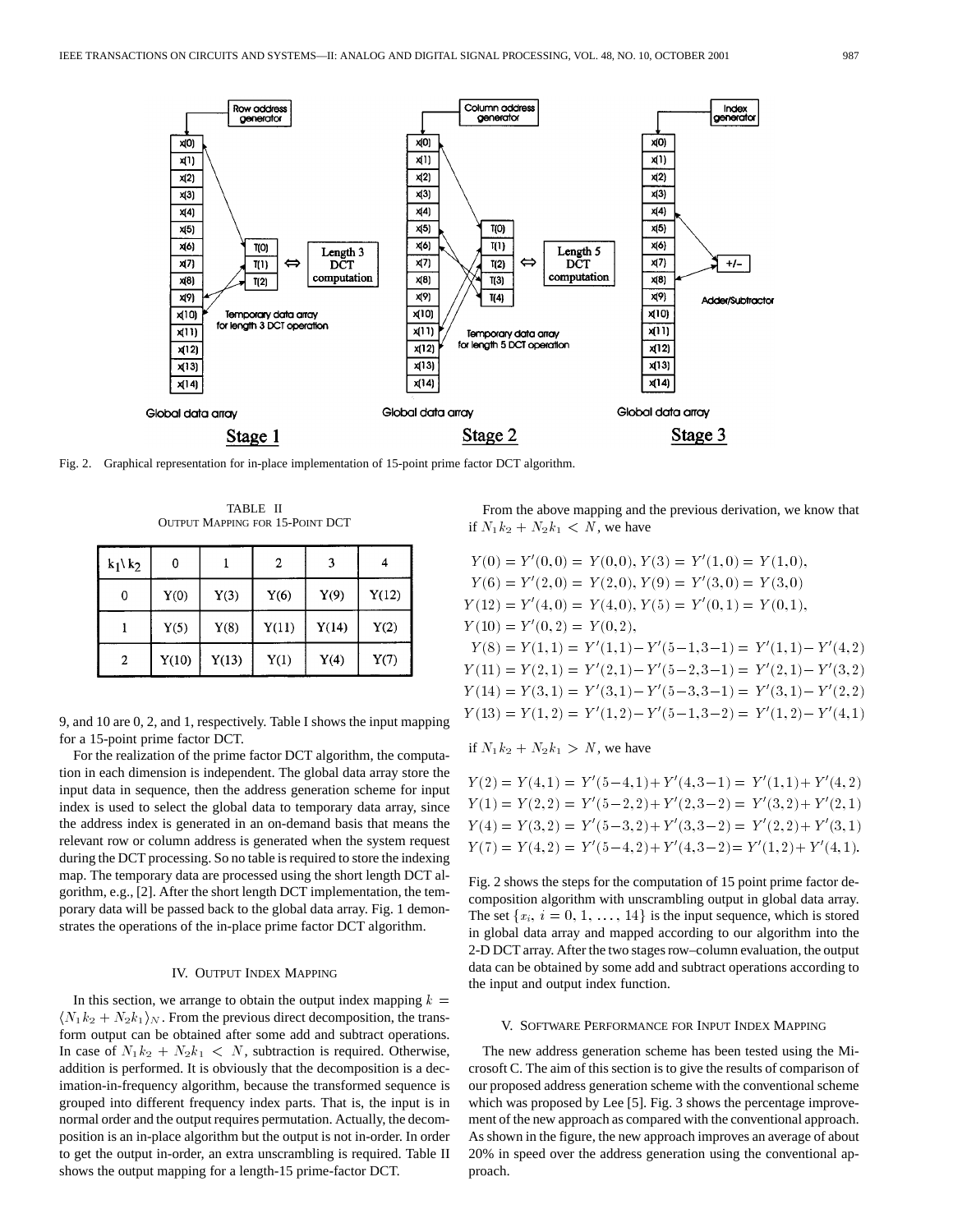Fig. 2. Graphical representation for in-place implementation of 15-point prime factor DCT algorithm.

TABLE II
OUTPUT MAPPING FOR 15-POINT DCT

| $k_1 \backslash k_2$ | 0 | 1 | 2 | 3 | 4 |
|---|---|---|---|---|---|
| 0 | Y(0) | Y(3) | Y(6) | Y(9) | Y(12) |
| 1 | Y(5) | Y(8) | Y(11) | Y(14) | Y(2) |
| 2 | Y(10) | Y(13) | Y(1) | Y(4) | Y(7) |

9, and 10 are 0, 2, and 1, respectively. Table I shows the input mapping for a 15-point prime factor DCT.

For the realization of the prime factor DCT algorithm, the computation in each dimension is independent. The global data array store the input data in sequence, then the address generation scheme for input index is used to select the global data to temporary data array, since the address index is generated in an on-demand basis that means the relevant row or column address is generated when the system request during the DCT processing. So no table is required to store the indexing map. The temporary data are processed using the short length DCT algorithm, e.g., [2]. After the short length DCT implementation, the temporary data will be passed back to the global data array. Fig. 1 demonstrates the operations of the in-place prime factor DCT algorithm.

## IV. OUTPUT INDEX MAPPING

In this section, we arrange to obtain the output index mapping $k = \langle N_1 k_2 + N_2 k_1 \rangle_N$. From the previous direct decomposition, the transform output can be obtained after some add and subtract operations. In case of $N_1 k_2 + N_2 k_1 < N$, subtraction is required. Otherwise, addition is performed. It is obviously that the decomposition is a decimation-in-frequency algorithm, because the transformed sequence is grouped into different frequency index parts. That is, the input is in normal order and the output requires permutation. Actually, the decomposition is an in-place algorithm but the output is not in-order. In order to get the output in-order, an extra unscrambling is required. Table II shows the output mapping for a length-15 prime-factor DCT.

From the above mapping and the previous derivation, we know that if $N_1 k_2 + N_2 k_1 < N$, we have

$$
\begin{aligned}
&Y(0) = Y'(0,0) = Y(0,0), Y(3) = Y'(1,0) = Y(1,0),\\
&Y(6) = Y'(2,0) = Y(2,0), Y(9) = Y'(3,0) = Y(3,0)\\
&Y(12) = Y'(4,0) = Y(4,0), Y(5) = Y'(0,1) = Y(0,1),\\
&Y(10) = Y'(0,2) = Y(0,2),\\
&Y(8) = Y(1,1) = Y'(1,1) - Y'(5-1, 3-1) = Y'(1,1) - Y'(4,2)\\
&Y(11) = Y(2,1) = Y'(2,1) - Y'(5-2, 3-1) = Y'(2,1) - Y'(3,2)\\
&Y(14) = Y(3,1) = Y'(3,1) - Y'(5-3, 3-1) = Y'(3,1) - Y'(2,2)\\
&Y(13) = Y(1,2) = Y'(1,2) - Y'(5-1, 3-2) = Y'(1,2) - Y'(4,1)
\end{aligned}
$$

if $N_1 k_2 + N_2 k_1 > N$, we have

$$
\begin{aligned}
&Y(2) = Y(4,1) = Y'(5-4, 1) + Y'(4, 3-1) = Y'(1,1) + Y'(4,2)\\
&Y(1) = Y(2,2) = Y'(5-2, 2) + Y'(2, 3-2) = Y'(3,2) + Y'(2,1)\\
&Y(4) = Y(3,2) = Y'(5-3, 2) + Y'(3, 3-2) = Y'(2,2) + Y'(3,1)\\
&Y(7) = Y(4,2) = Y'(5-4, 2) + Y'(4, 3-2) = Y'(1,2) + Y'(4,1).
\end{aligned}
$$

Fig. 2 shows the steps for the computation of 15 point prime factor decomposition algorithm with unscrambling output in global data array. The set $\{x_i, i = 0, 1, \ldots, 14\}$ is the input sequence, which is stored in global data array and mapped according to our algorithm into the 2-D DCT array. After the two stages row–column evaluation, the output data can be obtained by some add and subtract operations according to the input and output index function.

## V. SOFTWARE PERFORMANCE FOR INPUT INDEX MAPPING

The new address generation scheme has been tested using the Microsoft C. The aim of this section is to give the results of comparison of our proposed address generation scheme with the conventional scheme which was proposed by Lee [5]. Fig. 3 shows the percentage improvement of the new approach as compared with the conventional approach. As shown in the figure, the new approach improves an average of about 20% in speed over the address generation using the conventional approach.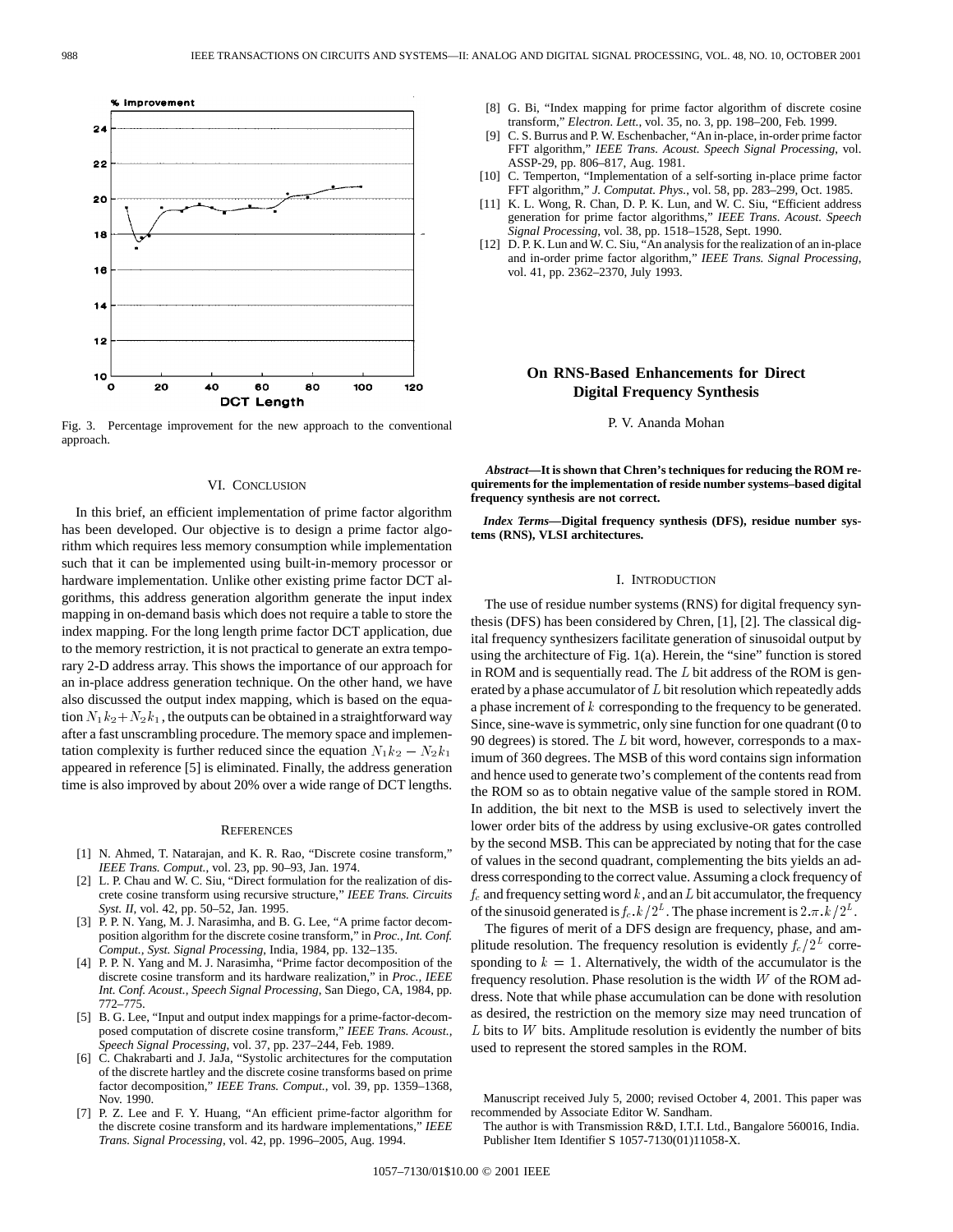% Improvement

24

22

20

18

16

14

12

10

0 20 40 60 80 100 120

DCT Length

Fig. 3. Percentage improvement for the new approach to the conventional approach.

## VI. Conclusion

In this brief, an efficient implementation of prime factor algorithm has been developed. Our objective is to design a prime factor algorithm which requires less memory consumption while implementation such that it can be implemented using built-in-memory processor or hardware implementation. Unlike other existing prime factor DCT algorithms, this address generation algorithm generate the input index mapping in on-demand basis which does not require a table to store the index mapping. For the long length prime factor DCT application, due to the memory restriction, it is not practical to generate an extra temporary 2-D address array. This shows the importance of our approach for an in-place address generation technique. On the other hand, we have also discussed the output index mapping, which is based on the equation $N_1k_2 + N_2k_1$, the outputs can be obtained in a straightforward way after a fast unscrambling procedure. The memory space and implementation complexity is further reduced since the equation $N_1k_2 - N_2k_1$ appeared in reference [5] is eliminated. Finally, the address generation time is also improved by about 20% over a wide range of DCT lengths.

## References

[1] N. Ahmed, T. Natarajan, and K. R. Rao, "Discrete cosine transform," *IEEE Trans. Comput.*, vol. 23, pp. 90–93, Jan. 1974.

[2] L. P. Chau and W. C. Siu, "Direct formulation for the realization of discrete cosine transform using recursive structure," *IEEE Trans. Circuits Syst. II*, vol. 42, pp. 50–52, Jan. 1995.

[3] P. P. N. Yang, M. J. Narasimha, and B. G. Lee, "A prime factor decomposition algorithm for the discrete cosine transform," in *Proc., Int. Conf. Comput., Syst. Signal Processing*, India, 1984, pp. 132–135.

[4] P. P. N. Yang and M. J. Narasimha, "Prime factor decomposition of the discrete cosine transform and its hardware realization," in *Proc., IEEE Int. Conf. Acoust., Speech Signal Processing*, San Diego, CA, 1984, pp. 772–775.

[5] B. G. Lee, "Input and output index mappings for a prime-factor-decomposed computation of discrete cosine transform," *IEEE Trans. Acoust., Speech Signal Processing*, vol. 37, pp. 237–244, Feb. 1989.

[6] C. Chakrabarti and J. JaJa, "Systolic architectures for the computation of the discrete hartley and the discrete cosine transforms based on prime factor decomposition," *IEEE Trans. Comput.*, vol. 39, pp. 1359–1368, Nov. 1990.

[7] P. Z. Lee and F. Y. Huang, "An efficient prime-factor algorithm for the discrete cosine transform and its hardware implementations," *IEEE Trans. Signal Processing*, vol. 42, pp. 1996–2005, Aug. 1994.

[8] G. Bi, "Index mapping for prime factor algorithm of discrete cosine transform," *Electron. Lett.*, vol. 35, no. 3, pp. 198–200, Feb. 1999.

[9] C. S. Burrus and P. W. Eschenbacher, "An in-place, in-order prime factor FFT algorithm," *IEEE Trans. Acoust. Speech Signal Processing*, vol. ASSP-29, pp. 806–817, Aug. 1981.

[10] C. Temperton, "Implementation of a self-sorting in-place prime factor FFT algorithm," *J. Computat. Phys.*, vol. 58, pp. 283–299, Oct. 1985.

[11] K. L. Wong, R. Chan, D. P. K. Lun, and W. C. Siu, "Efficient address generation for prime factor algorithms," *IEEE Trans. Acoust. Speech Signal Processing*, vol. 38, pp. 1518–1528, Sept. 1990.

[12] D. P. K. Lun and W. C. Siu, "An analysis for the realization of an in-place and in-order prime factor algorithm," *IEEE Trans. Signal Processing*, vol. 41, pp. 2362–2370, July 1993.

# On RNS-Based Enhancements for Direct Digital Frequency Synthesis

P. V. Ananda Mohan

***Abstract*—It is shown that Chren's techniques for reducing the ROM requirements for the implementation of reside number systems–based digital frequency synthesis are not correct.**

***Index Terms*—Digital frequency synthesis (DFS), residue number systems (RNS), VLSI architectures.**

## I. Introduction

The use of residue number systems (RNS) for digital frequency synthesis (DFS) has been considered by Chren, [1], [2]. The classical digital frequency synthesizers facilitate generation of sinusoidal output by using the architecture of Fig. 1(a). Herein, the "sine" function is stored in ROM and is sequentially read. The $L$ bit address of the ROM is generated by a phase accumulator of $L$ bit resolution which repeatedly adds a phase increment of $k$ corresponding to the frequency to be generated. Since, sine-wave is symmetric, only sine function for one quadrant (0 to 90 degrees) is stored. The $L$ bit word, however, corresponds to a maximum of 360 degrees. The MSB of this word contains sign information and hence used to generate two's complement of the contents read from the ROM so as to obtain negative value of the sample stored in ROM. In addition, the bit next to the MSB is used to selectively invert the lower order bits of the address by using exclusive-OR gates controlled by the second MSB. This can be appreciated by noting that for the case of values in the second quadrant, complementing the bits yields an address corresponding to the correct value. Assuming a clock frequency of $f_c$ and frequency setting word $k$, and an $L$ bit accumulator, the frequency of the sinusoid generated is $f_c.k/2^L$. The phase increment is $2.\pi.k/2^L$.

The figures of merit of a DFS design are frequency, phase, and amplitude resolution. The frequency resolution is evidently $f_c/2^L$ corresponding to $k = 1$. Alternatively, the width of the accumulator is the frequency resolution. Phase resolution is the width $W$ of the ROM address. Note that while phase accumulation can be done with resolution as desired, the restriction on the memory size may need truncation of $L$ bits to $W$ bits. Amplitude resolution is evidently the number of bits used to represent the stored samples in the ROM.

Manuscript received July 5, 2000; revised October 4, 2001. This paper was recommended by Associate Editor W. Sandham.

The author is with Transmission R&D, I.T.I. Ltd., Bangalore 560016, India.

Publisher Item Identifier S 1057-7130(01)11058-X.